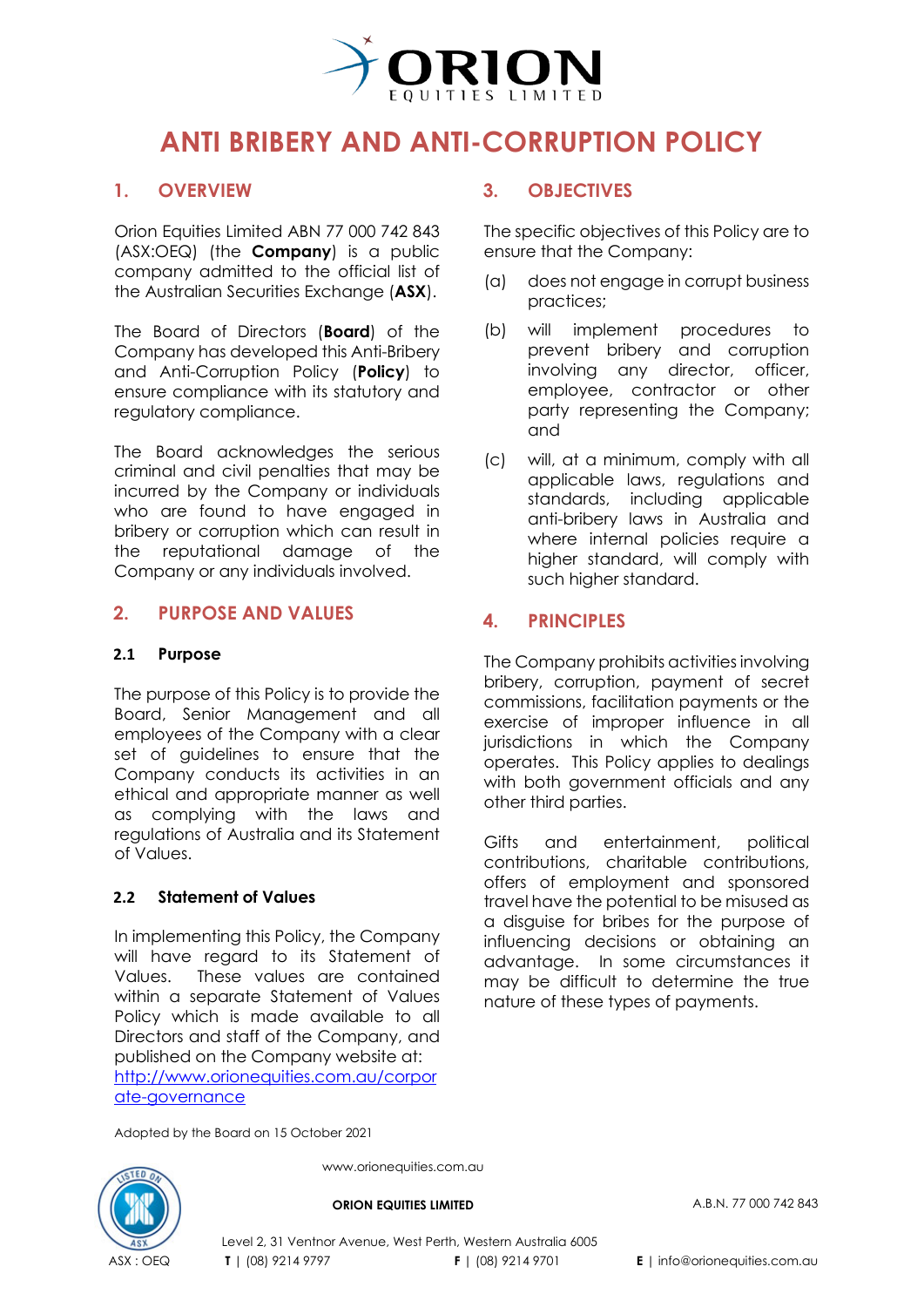# ANTI BRIBERY AND ANTI-CORRUPTION POLICY

## 1. OVERVIEW

Orion Equities Limited ABN 77 000 742 843 (ASX:OEQ) (the **Company**) is a public company admitted to the official list of the Australian Securities Exchange (**ASX**).

The Board of Directors (**Board**) of the Company has developed this Anti-Bribery and Anti-Corruption Policy (**Policy**) to ensure compliance with its statutory and regulatory compliance.

The Board acknowledges the serious criminal and civil penalties that may be incurred by the Company or individuals who are found to have engaged in bribery or corruption which can result in the reputational damage of the Company or any individuals involved.

## 2. PURPOSE AND VALUES

### 2.1 Purpose

The purpose of this Policy is to provide the Board, Senior Management and all employees of the Company with a clear set of guidelines to ensure that the Company conducts its activities in an ethical and appropriate manner as well as complying with the laws and regulations of Australia and its Statement of Values.

### 2.2 Statement of Values

In implementing this Policy, the Company will have regard to its Statement of Values. These values are contained within a separate Statement of Values Policy which is made available to all Directors and staff of the Company, and published on the Company website at: [http://www.orionequities.com.au/corporate-governance](http://www.orionequities.com.au/corporate-governance)

## 3. OBJECTIVES

The specific objectives of this Policy are to ensure that the Company:

(a) does not engage in corrupt business practices;

(b) will implement procedures to prevent bribery and corruption involving any director, officer, employee, contractor or other party representing the Company; and

(c) will, at a minimum, comply with all applicable laws, regulations and standards, including applicable anti-bribery laws in Australia and where internal policies require a higher standard, will comply with such higher standard.

## 4. PRINCIPLES

The Company prohibits activities involving bribery, corruption, payment of secret commissions, facilitation payments or the exercise of improper influence in all jurisdictions in which the Company operates. This Policy applies to dealings with both government officials and any other third parties.

Gifts and entertainment, political contributions, charitable contributions, offers of employment and sponsored travel have the potential to be misused as a disguise for bribes for the purpose of influencing decisions or obtaining an advantage. In some circumstances it may be difficult to determine the true nature of these types of payments.

Adopted by the Board on 15 October 2021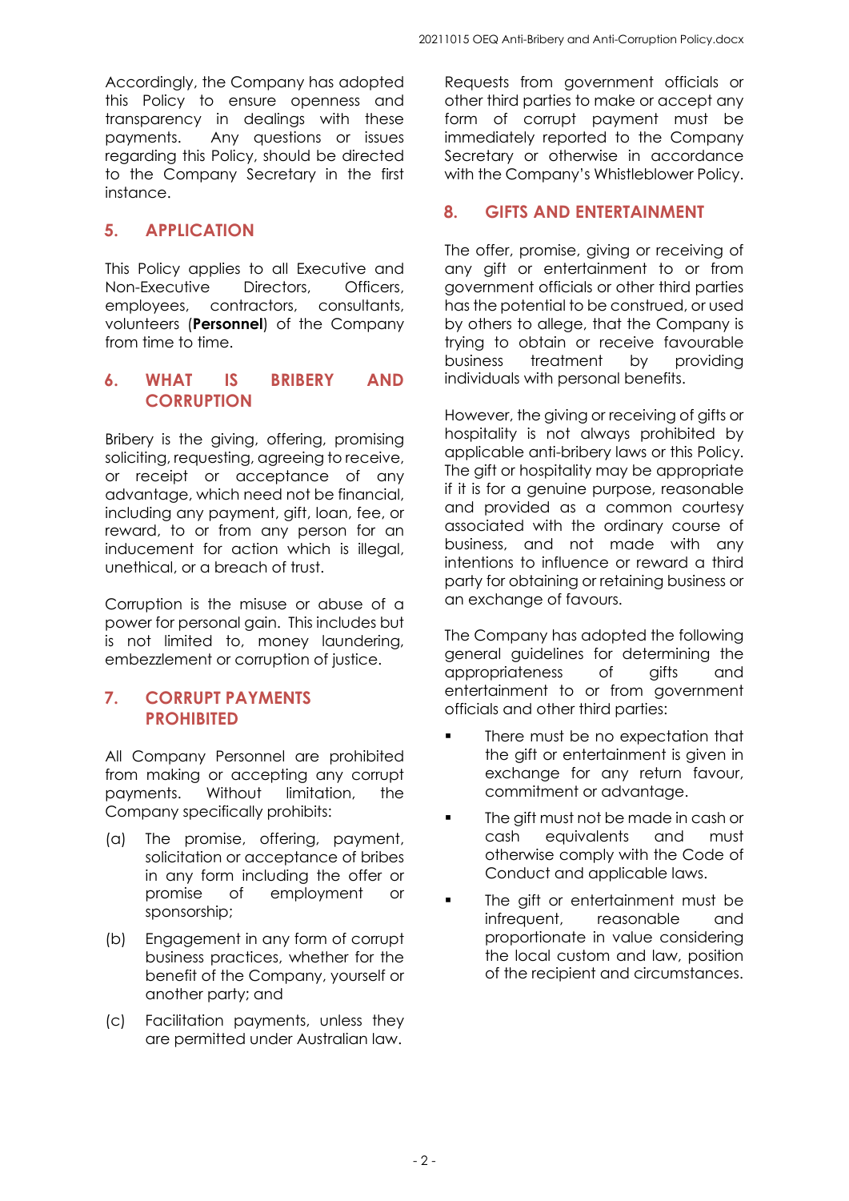Accordingly, the Company has adopted this Policy to ensure openness and transparency in dealings with these payments. Any questions or issues regarding this Policy, should be directed to the Company Secretary in the first instance.

## 5. APPLICATION

This Policy applies to all Executive and Non-Executive Directors, Officers, employees, contractors, consultants, volunteers (**Personnel**) of the Company from time to time.

## 6. WHAT IS BRIBERY AND CORRUPTION

Bribery is the giving, offering, promising soliciting, requesting, agreeing to receive, or receipt or acceptance of any advantage, which need not be financial, including any payment, gift, loan, fee, or reward, to or from any person for an inducement for action which is illegal, unethical, or a breach of trust.

Corruption is the misuse or abuse of a power for personal gain. This includes but is not limited to, money laundering, embezzlement or corruption of justice.

## 7. CORRUPT PAYMENTS PROHIBITED

All Company Personnel are prohibited from making or accepting any corrupt payments. Without limitation, the Company specifically prohibits:

(a) The promise, offering, payment, solicitation or acceptance of bribes in any form including the offer or promise of employment or sponsorship;

(b) Engagement in any form of corrupt business practices, whether for the benefit of the Company, yourself or another party; and

(c) Facilitation payments, unless they are permitted under Australian law.

Requests from government officials or other third parties to make or accept any form of corrupt payment must be immediately reported to the Company Secretary or otherwise in accordance with the Company's Whistleblower Policy.

## 8. GIFTS AND ENTERTAINMENT

The offer, promise, giving or receiving of any gift or entertainment to or from government officials or other third parties has the potential to be construed, or used by others to allege, that the Company is trying to obtain or receive favourable business treatment by providing individuals with personal benefits.

However, the giving or receiving of gifts or hospitality is not always prohibited by applicable anti-bribery laws or this Policy. The gift or hospitality may be appropriate if it is for a genuine purpose, reasonable and provided as a common courtesy associated with the ordinary course of business, and not made with any intentions to influence or reward a third party for obtaining or retaining business or an exchange of favours.

The Company has adopted the following general guidelines for determining the appropriateness of gifts and entertainment to or from government officials and other third parties:

- There must be no expectation that the gift or entertainment is given in exchange for any return favour, commitment or advantage.
- The gift must not be made in cash or cash equivalents and must otherwise comply with the Code of Conduct and applicable laws.
- The gift or entertainment must be infrequent, reasonable and proportionate in value considering the local custom and law, position of the recipient and circumstances.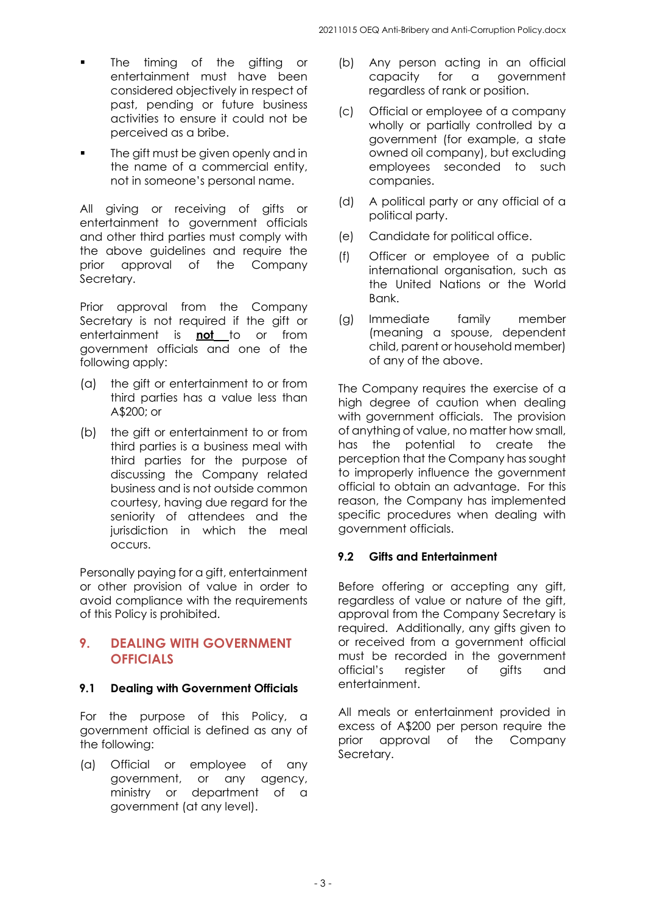- The timing of the gifting or entertainment must have been considered objectively in respect of past, pending or future business activities to ensure it could not be perceived as a bribe.
- The gift must be given openly and in the name of a commercial entity, not in someone's personal name.

All giving or receiving of gifts or entertainment to government officials and other third parties must comply with the above guidelines and require the prior approval of the Company Secretary.

Prior approval from the Company Secretary is not required if the gift or entertainment is **not** to or from government officials and one of the following apply:

(a) the gift or entertainment to or from third parties has a value less than A$200; or

(b) the gift or entertainment to or from third parties is a business meal with third parties for the purpose of discussing the Company related business and is not outside common courtesy, having due regard for the seniority of attendees and the jurisdiction in which the meal occurs.

Personally paying for a gift, entertainment or other provision of value in order to avoid compliance with the requirements of this Policy is prohibited.

## 9. DEALING WITH GOVERNMENT OFFICIALS

### 9.1 Dealing with Government Officials

For the purpose of this Policy, a government official is defined as any of the following:

(a) Official or employee of any government, or any agency, ministry or department of a government (at any level).

(b) Any person acting in an official capacity for a government regardless of rank or position.

(c) Official or employee of a company wholly or partially controlled by a government (for example, a state owned oil company), but excluding employees seconded to such companies.

(d) A political party or any official of a political party.

(e) Candidate for political office.

(f) Officer or employee of a public international organisation, such as the United Nations or the World Bank.

(g) Immediate family member (meaning a spouse, dependent child, parent or household member) of any of the above.

The Company requires the exercise of a high degree of caution when dealing with government officials. The provision of anything of value, no matter how small, has the potential to create the perception that the Company has sought to improperly influence the government official to obtain an advantage. For this reason, the Company has implemented specific procedures when dealing with government officials.

### 9.2 Gifts and Entertainment

Before offering or accepting any gift, regardless of value or nature of the gift, approval from the Company Secretary is required. Additionally, any gifts given to or received from a government official must be recorded in the government official's register of gifts and entertainment.

All meals or entertainment provided in excess of A$200 per person require the prior approval of the Company Secretary.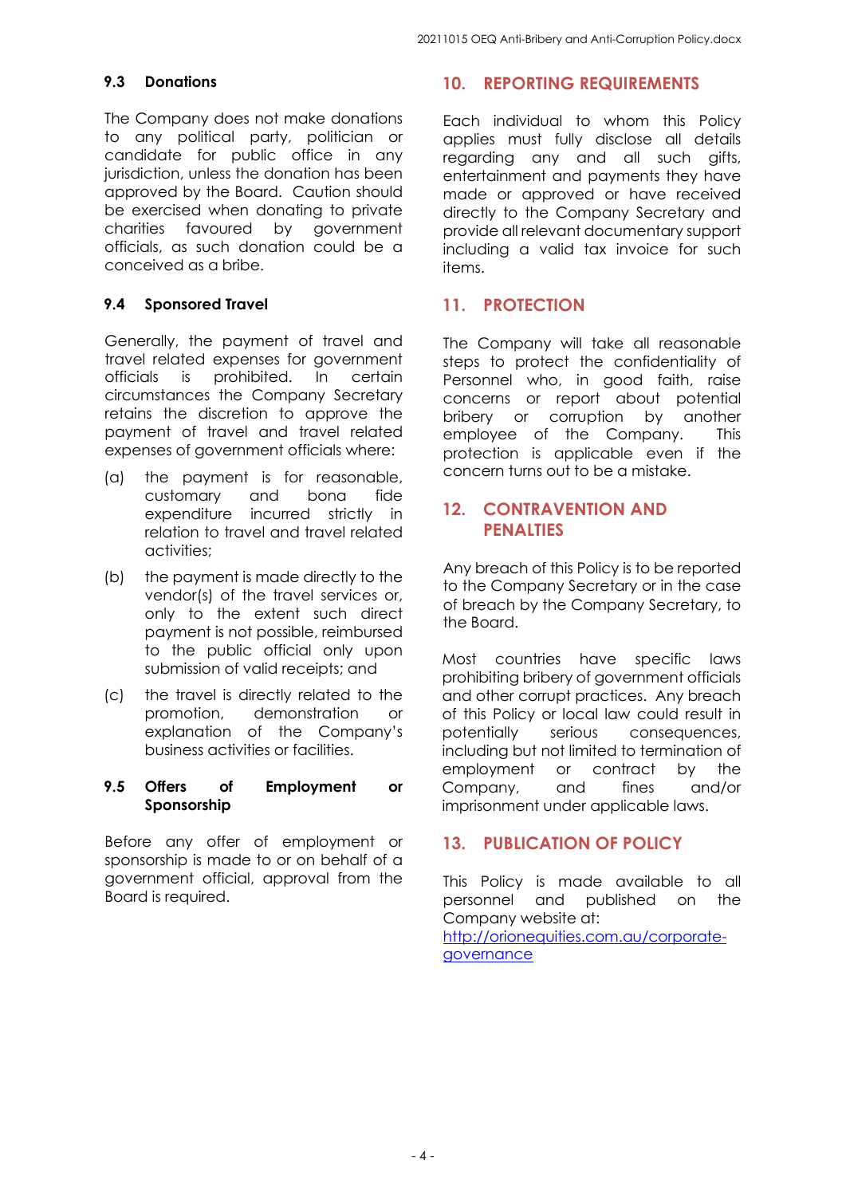### 9.3 Donations

The Company does not make donations to any political party, politician or candidate for public office in any jurisdiction, unless the donation has been approved by the Board. Caution should be exercised when donating to private charities favoured by government officials, as such donation could be a conceived as a bribe.

### 9.4 Sponsored Travel

Generally, the payment of travel and travel related expenses for government officials is prohibited. In certain circumstances the Company Secretary retains the discretion to approve the payment of travel and travel related expenses of government officials where:

(a) the payment is for reasonable, customary and bona fide expenditure incurred strictly in relation to travel and travel related activities;

(b) the payment is made directly to the vendor(s) of the travel services or, only to the extent such direct payment is not possible, reimbursed to the public official only upon submission of valid receipts; and

(c) the travel is directly related to the promotion, demonstration or explanation of the Company's business activities or facilities.

### 9.5 Offers of Employment or Sponsorship

Before any offer of employment or sponsorship is made to or on behalf of a government official, approval from the Board is required.

## 10. REPORTING REQUIREMENTS

Each individual to whom this Policy applies must fully disclose all details regarding any and all such gifts, entertainment and payments they have made or approved or have received directly to the Company Secretary and provide all relevant documentary support including a valid tax invoice for such items.

## 11. PROTECTION

The Company will take all reasonable steps to protect the confidentiality of Personnel who, in good faith, raise concerns or report about potential bribery or corruption by another employee of the Company. This protection is applicable even if the concern turns out to be a mistake.

## 12. CONTRAVENTION AND PENALTIES

Any breach of this Policy is to be reported to the Company Secretary or in the case of breach by the Company Secretary, to the Board.

Most countries have specific laws prohibiting bribery of government officials and other corrupt practices. Any breach of this Policy or local law could result in potentially serious consequences, including but not limited to termination of employment or contract by the Company, and fines and/or imprisonment under applicable laws.

## 13. PUBLICATION OF POLICY

This Policy is made available to all personnel and published on the Company website at: http://orionequities.com.au/corporate-governance